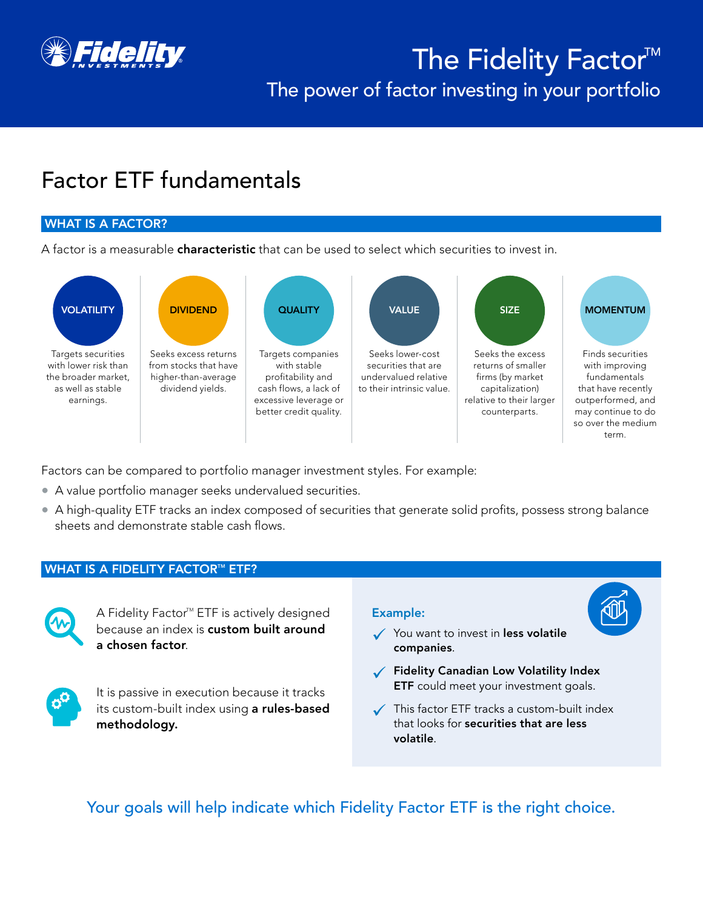# The Fidelity Factor™

## The power of factor investing in your portfolio

# Factor ETF fundamentals

## WHAT IS A FACTOR?

A factor is a measurable **characteristic** that can be used to select which securities to invest in.

**VOLATILITY**
Targets securities with lower risk than the broader market, as well as stable earnings.

**DIVIDEND**
Seeks excess returns from stocks that have higher-than-average dividend yields.

**QUALITY**
Targets companies with stable profitability and cash flows, a lack of excessive leverage or better credit quality.

**VALUE**
Seeks lower-cost securities that are undervalued relative to their intrinsic value.

**SIZE**
Seeks the excess returns of smaller firms (by market capitalization) relative to their larger counterparts.

**MOMENTUM**
Finds securities with improving fundamentals that have recently outperformed, and may continue to do so over the medium term.

Factors can be compared to portfolio manager investment styles. For example:

- A value portfolio manager seeks undervalued securities.
- A high-quality ETF tracks an index composed of securities that generate solid profits, possess strong balance sheets and demonstrate stable cash flows.

## WHAT IS A FIDELITY FACTOR™ ETF?

A Fidelity Factor™ ETF is actively designed because an index is **custom built around a chosen factor**.

It is passive in execution because it tracks its custom-built index using **a rules-based methodology.**

**Example:**

- ✓ You want to invest in **less volatile companies**.
- ✓ **Fidelity Canadian Low Volatility Index ETF** could meet your investment goals.
- ✓ This factor ETF tracks a custom-built index that looks for **securities that are less volatile**.

Your goals will help indicate which Fidelity Factor ETF is the right choice.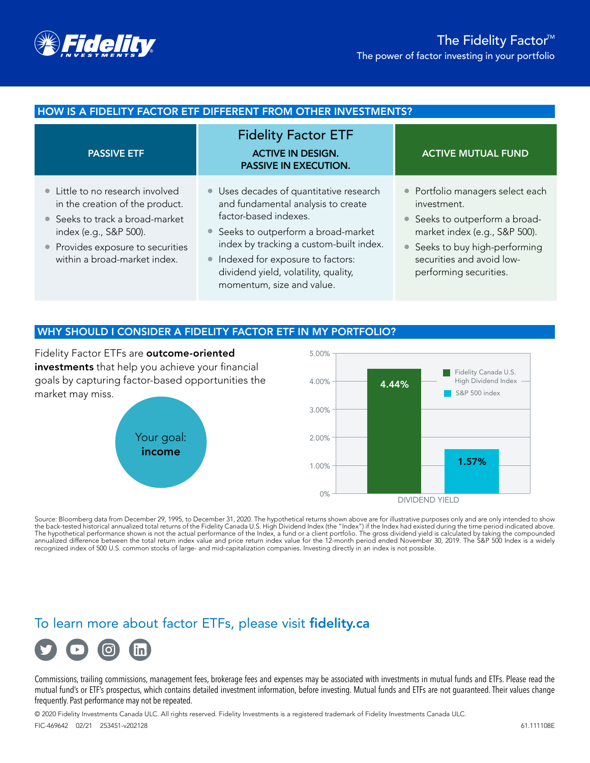The Fidelity Factor™

The power of factor investing in your portfolio

## HOW IS A FIDELITY FACTOR ETF DIFFERENT FROM OTHER INVESTMENTS?

| PASSIVE ETF | Fidelity Factor ETF ACTIVE IN DESIGN. PASSIVE IN EXECUTION. | ACTIVE MUTUAL FUND |
|---|---|---|
| • Little to no research involved in the creation of the product.<br>• Seeks to track a broad-market index (e.g., S&P 500).<br>• Provides exposure to securities within a broad-market index. | • Uses decades of quantitative research and fundamental analysis to create factor-based indexes.<br>• Seeks to outperform a broad-market index by tracking a custom-built index.<br>• Indexed for exposure to factors: dividend yield, volatility, quality, momentum, size and value. | • Portfolio managers select each investment.<br>• Seeks to outperform a broad-market index (e.g., S&P 500).<br>• Seeks to buy high-performing securities and avoid low-performing securities. |

## WHY SHOULD I CONSIDER A FIDELITY FACTOR ETF IN MY PORTFOLIO?

Fidelity Factor ETFs are **outcome-oriented investments** that help you achieve your financial goals by capturing factor-based opportunities the market may miss.

Your goal: **income**

5.00%
4.00%
3.00%
2.00%
1.00%
0%

4.44%
1.57%

Fidelity Canada U.S. High Dividend Index
S&P 500 index

DIVIDEND YIELD

Source: Bloomberg data from December 29, 1995, to December 31, 2020. The hypothetical returns shown above are for illustrative purposes only and are only intended to show the back-tested historical annualized total returns of the Fidelity Canada U.S. High Dividend Index (the "Index") if the Index had existed during the time period indicated above. The hypothetical performance shown is not the actual performance of the Index, a fund or a client portfolio. The gross dividend yield is calculated by taking the compounded annualized difference between the total return index value and price return index value for the 12-month period ended November 30, 2019. The S&P 500 Index is a widely recognized index of 500 U.S. common stocks of large- and mid-capitalization companies. Investing directly in an index is not possible.

To learn more about factor ETFs, please visit **fidelity.ca**

Commissions, trailing commissions, management fees, brokerage fees and expenses may be associated with investments in mutual funds and ETFs. Please read the mutual fund's or ETF's prospectus, which contains detailed investment information, before investing. Mutual funds and ETFs are not guaranteed. Their values change frequently. Past performance may not be repeated.

© 2020 Fidelity Investments Canada ULC. All rights reserved. Fidelity Investments is a registered trademark of Fidelity Investments Canada ULC.

FIC-469642 02/21 253451-v202128

61.111108E